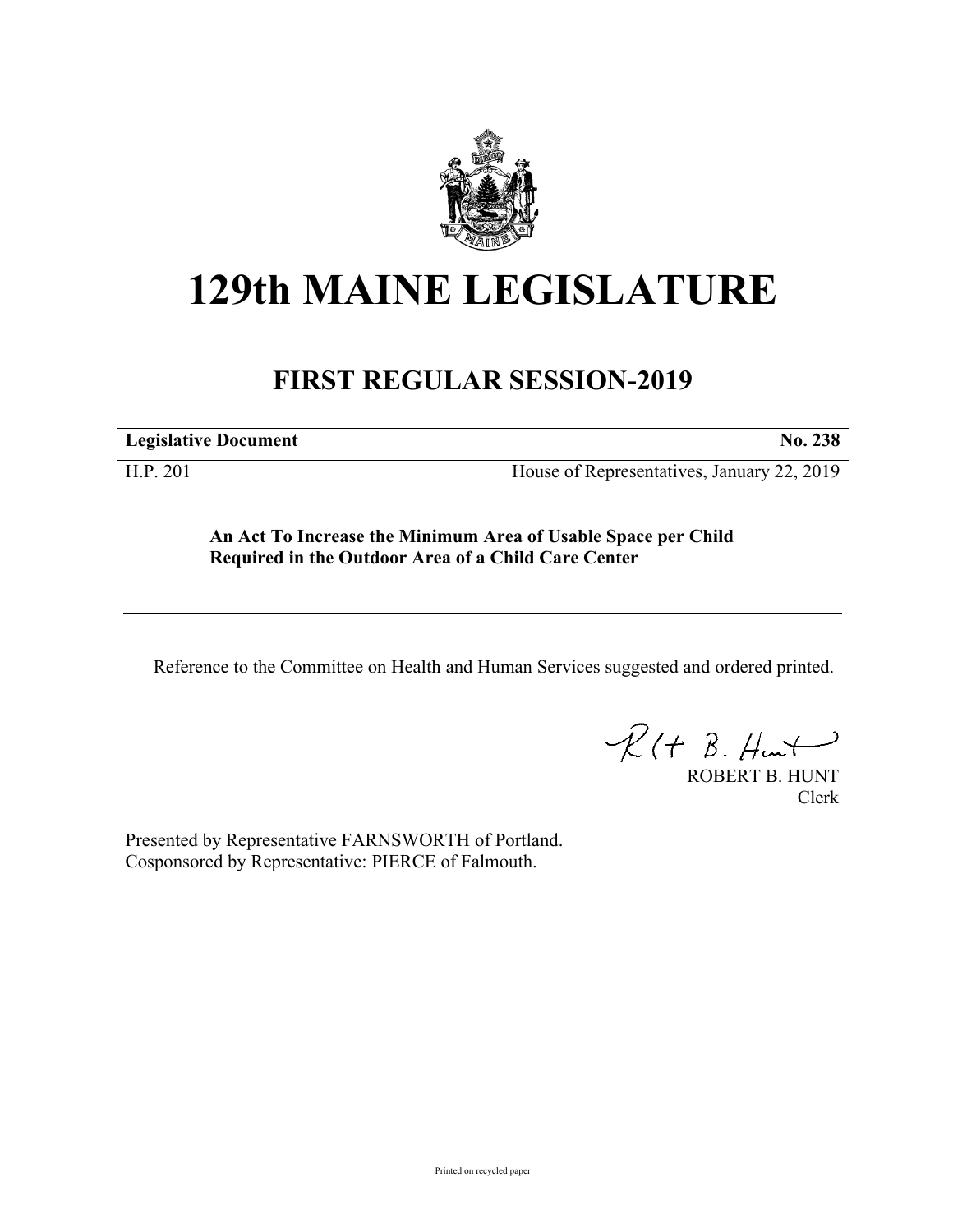# 129th MAINE LEGISLATURE

## FIRST REGULAR SESSION-2019

| **Legislative Document** | **No. 238** |
| --- | --- |
| H.P. 201 | House of Representatives, January 22, 2019 |

**An Act To Increase the Minimum Area of Usable Space per Child Required in the Outdoor Area of a Child Care Center**

Reference to the Committee on Health and Human Services suggested and ordered printed.

ROBERT B. HUNT
Clerk

Presented by Representative FARNSWORTH of Portland.
Cosponsored by Representative: PIERCE of Falmouth.

Printed on recycled paper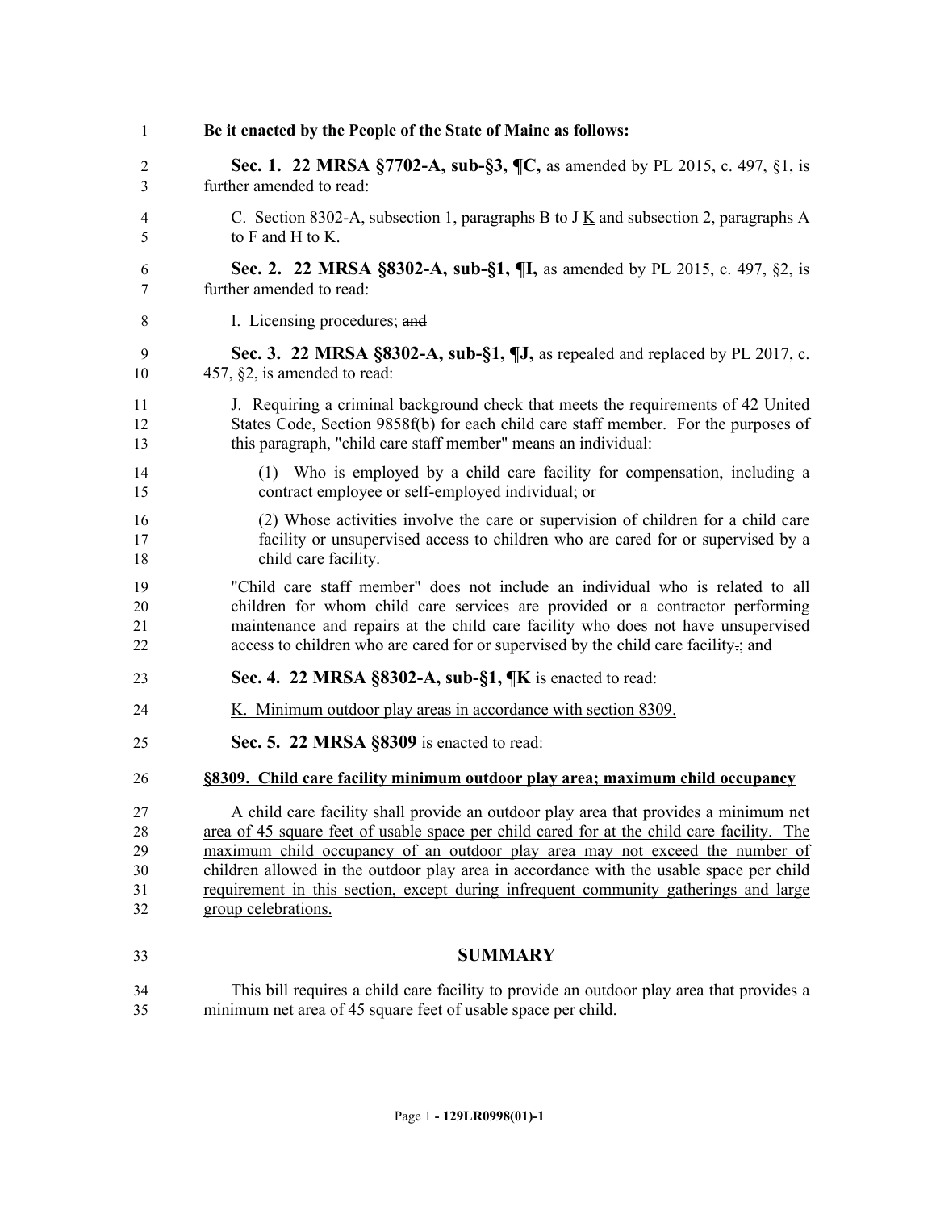**Be it enacted by the People of the State of Maine as follows:**

**Sec. 1. 22 MRSA §7702-A, sub-§3, ¶C,** as amended by PL 2015, c. 497, §1, is further amended to read:

C. Section 8302-A, subsection 1, paragraphs B to ~~J~~ K and subsection 2, paragraphs A to F and H to K.

**Sec. 2. 22 MRSA §8302-A, sub-§1, ¶I,** as amended by PL 2015, c. 497, §2, is further amended to read:

I. Licensing procedures; ~~and~~

**Sec. 3. 22 MRSA §8302-A, sub-§1, ¶J,** as repealed and replaced by PL 2017, c. 457, §2, is amended to read:

J. Requiring a criminal background check that meets the requirements of 42 United States Code, Section 9858f(b) for each child care staff member. For the purposes of this paragraph, "child care staff member" means an individual:

(1) Who is employed by a child care facility for compensation, including a contract employee or self-employed individual; or

(2) Whose activities involve the care or supervision of children for a child care facility or unsupervised access to children who are cared for or supervised by a child care facility.

"Child care staff member" does not include an individual who is related to all children for whom child care services are provided or a contractor performing maintenance and repairs at the child care facility who does not have unsupervised access to children who are cared for or supervised by the child care facility~~.~~; and

**Sec. 4. 22 MRSA §8302-A, sub-§1, ¶K** is enacted to read:

K. Minimum outdoor play areas in accordance with section 8309.

**Sec. 5. 22 MRSA §8309** is enacted to read:

**§8309. Child care facility minimum outdoor play area; maximum child occupancy**

A child care facility shall provide an outdoor play area that provides a minimum net area of 45 square feet of usable space per child cared for at the child care facility. The maximum child occupancy of an outdoor play area may not exceed the number of children allowed in the outdoor play area in accordance with the usable space per child requirement in this section, except during infrequent community gatherings and large group celebrations.

## SUMMARY

This bill requires a child care facility to provide an outdoor play area that provides a minimum net area of 45 square feet of usable space per child.